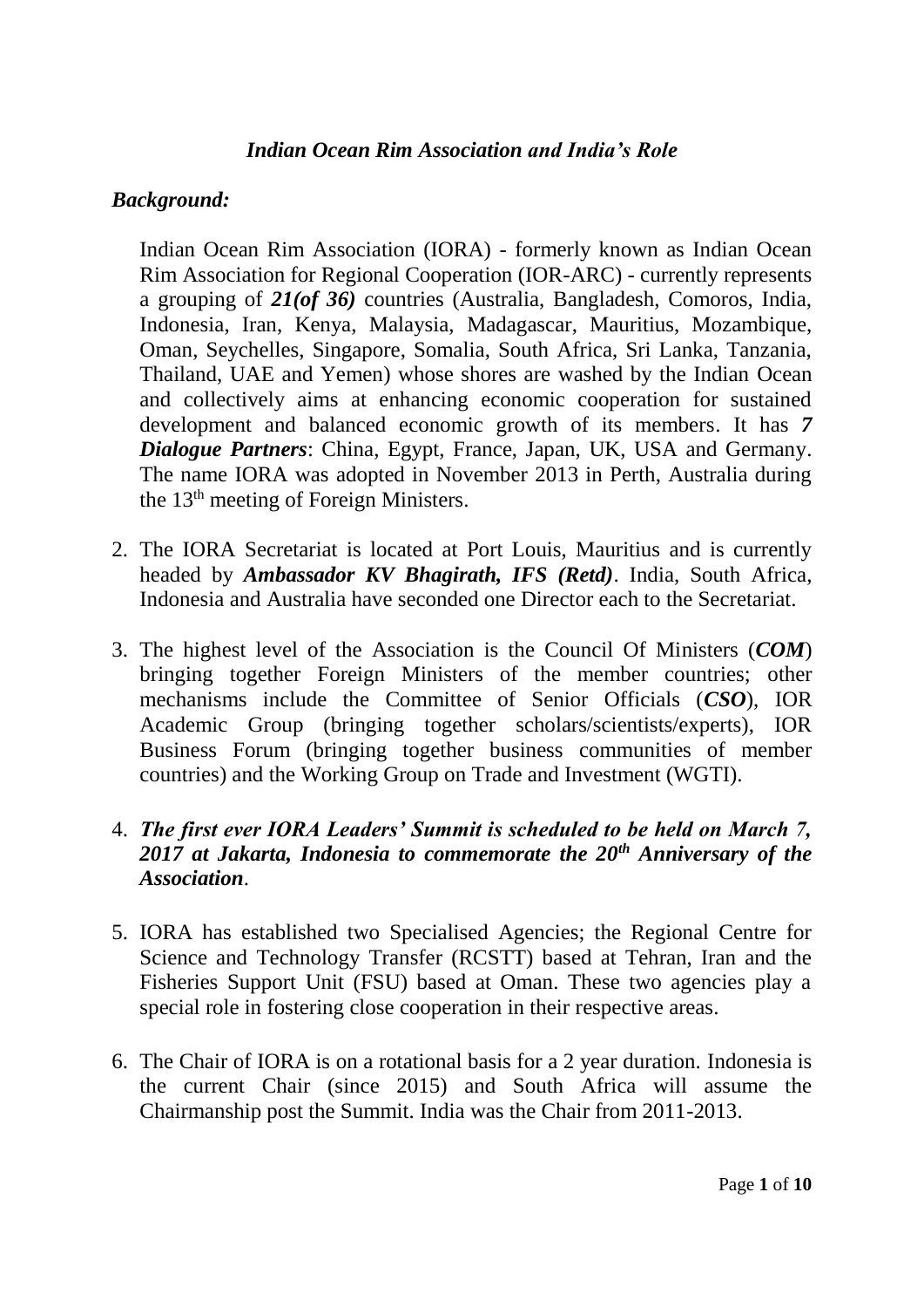# *Indian Ocean Rim Association and India's Role*

## *Background:*

Indian Ocean Rim Association (IORA) - formerly known as Indian Ocean Rim Association for Regional Cooperation (IOR-ARC) - currently represents a grouping of ***21(of 36)*** countries (Australia, Bangladesh, Comoros, India, Indonesia, Iran, Kenya, Malaysia, Madagascar, Mauritius, Mozambique, Oman, Seychelles, Singapore, Somalia, South Africa, Sri Lanka, Tanzania, Thailand, UAE and Yemen) whose shores are washed by the Indian Ocean and collectively aims at enhancing economic cooperation for sustained development and balanced economic growth of its members. It has ***7 Dialogue Partners***: China, Egypt, France, Japan, UK, USA and Germany. The name IORA was adopted in November 2013 in Perth, Australia during the 13th meeting of Foreign Ministers.

2. The IORA Secretariat is located at Port Louis, Mauritius and is currently headed by ***Ambassador KV Bhagirath, IFS (Retd)***. India, South Africa, Indonesia and Australia have seconded one Director each to the Secretariat.

3. The highest level of the Association is the Council Of Ministers (***COM***) bringing together Foreign Ministers of the member countries; other mechanisms include the Committee of Senior Officials (***CSO***), IOR Academic Group (bringing together scholars/scientists/experts), IOR Business Forum (bringing together business communities of member countries) and the Working Group on Trade and Investment (WGTI).

4. ***The first ever IORA Leaders' Summit is scheduled to be held on March 7, 2017 at Jakarta, Indonesia to commemorate the 20th Anniversary of the Association***.

5. IORA has established two Specialised Agencies; the Regional Centre for Science and Technology Transfer (RCSTT) based at Tehran, Iran and the Fisheries Support Unit (FSU) based at Oman. These two agencies play a special role in fostering close cooperation in their respective areas.

6. The Chair of IORA is on a rotational basis for a 2 year duration. Indonesia is the current Chair (since 2015) and South Africa will assume the Chairmanship post the Summit. India was the Chair from 2011-2013.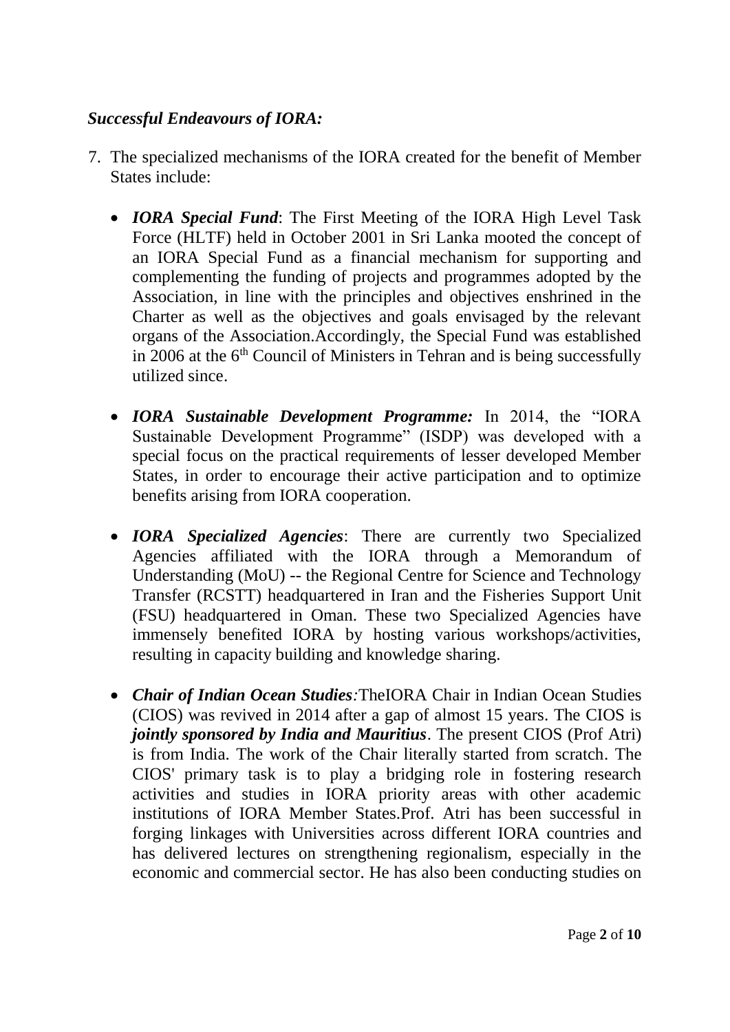***Successful Endeavours of IORA:***

7. The specialized mechanisms of the IORA created for the benefit of Member States include:

    - ***IORA Special Fund***: The First Meeting of the IORA High Level Task Force (HLTF) held in October 2001 in Sri Lanka mooted the concept of an IORA Special Fund as a financial mechanism for supporting and complementing the funding of projects and programmes adopted by the Association, in line with the principles and objectives enshrined in the Charter as well as the objectives and goals envisaged by the relevant organs of the Association.Accordingly, the Special Fund was established in 2006 at the 6th Council of Ministers in Tehran and is being successfully utilized since.

    - ***IORA Sustainable Development Programme:*** In 2014, the "IORA Sustainable Development Programme" (ISDP) was developed with a special focus on the practical requirements of lesser developed Member States, in order to encourage their active participation and to optimize benefits arising from IORA cooperation.

    - ***IORA Specialized Agencies***: There are currently two Specialized Agencies affiliated with the IORA through a Memorandum of Understanding (MoU) -- the Regional Centre for Science and Technology Transfer (RCSTT) headquartered in Iran and the Fisheries Support Unit (FSU) headquartered in Oman. These two Specialized Agencies have immensely benefited IORA by hosting various workshops/activities, resulting in capacity building and knowledge sharing.

    - ***Chair of Indian Ocean Studies***:TheIORA Chair in Indian Ocean Studies (CIOS) was revived in 2014 after a gap of almost 15 years. The CIOS is ***jointly sponsored by India and Mauritius***. The present CIOS (Prof Atri) is from India. The work of the Chair literally started from scratch. The CIOS' primary task is to play a bridging role in fostering research activities and studies in IORA priority areas with other academic institutions of IORA Member States.Prof. Atri has been successful in forging linkages with Universities across different IORA countries and has delivered lectures on strengthening regionalism, especially in the economic and commercial sector. He has also been conducting studies on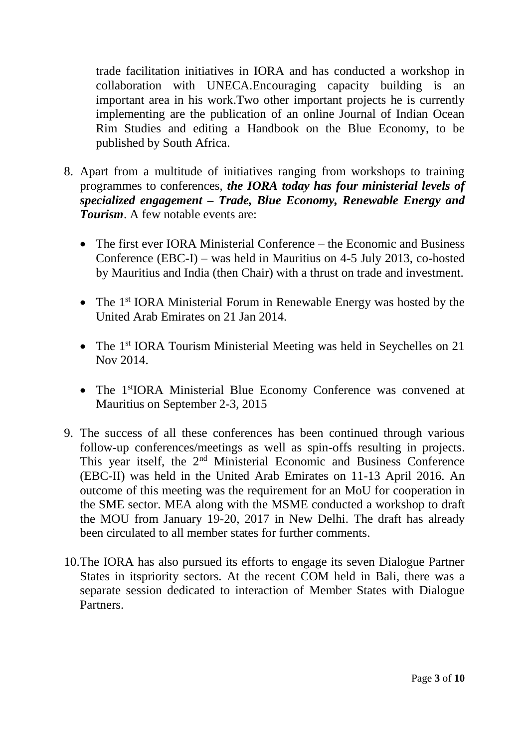trade facilitation initiatives in IORA and has conducted a workshop in collaboration with UNECA.Encouraging capacity building is an important area in his work.Two other important projects he is currently implementing are the publication of an online Journal of Indian Ocean Rim Studies and editing a Handbook on the Blue Economy, to be published by South Africa.

8. Apart from a multitude of initiatives ranging from workshops to training programmes to conferences, ***the IORA today has four ministerial levels of specialized engagement – Trade, Blue Economy, Renewable Energy and Tourism***. A few notable events are:

   - The first ever IORA Ministerial Conference – the Economic and Business Conference (EBC-I) – was held in Mauritius on 4-5 July 2013, co-hosted by Mauritius and India (then Chair) with a thrust on trade and investment.

   - The 1st IORA Ministerial Forum in Renewable Energy was hosted by the United Arab Emirates on 21 Jan 2014.

   - The 1st IORA Tourism Ministerial Meeting was held in Seychelles on 21 Nov 2014.

   - The 1stIORA Ministerial Blue Economy Conference was convened at Mauritius on September 2-3, 2015

9. The success of all these conferences has been continued through various follow-up conferences/meetings as well as spin-offs resulting in projects. This year itself, the 2nd Ministerial Economic and Business Conference (EBC-II) was held in the United Arab Emirates on 11-13 April 2016. An outcome of this meeting was the requirement for an MoU for cooperation in the SME sector. MEA along with the MSME conducted a workshop to draft the MOU from January 19-20, 2017 in New Delhi. The draft has already been circulated to all member states for further comments.

10. The IORA has also pursued its efforts to engage its seven Dialogue Partner States in itspriority sectors. At the recent COM held in Bali, there was a separate session dedicated to interaction of Member States with Dialogue Partners.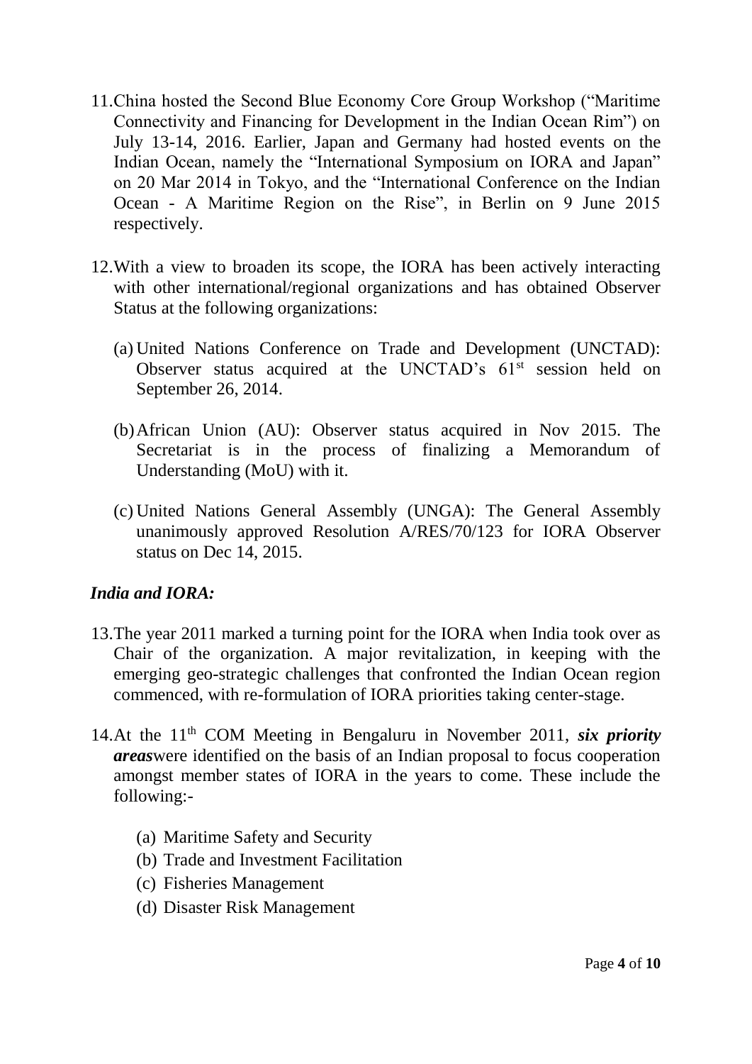11. China hosted the Second Blue Economy Core Group Workshop ("Maritime Connectivity and Financing for Development in the Indian Ocean Rim") on July 13-14, 2016. Earlier, Japan and Germany had hosted events on the Indian Ocean, namely the "International Symposium on IORA and Japan" on 20 Mar 2014 in Tokyo, and the "International Conference on the Indian Ocean - A Maritime Region on the Rise", in Berlin on 9 June 2015 respectively.

12. With a view to broaden its scope, the IORA has been actively interacting with other international/regional organizations and has obtained Observer Status at the following organizations:

    (a) United Nations Conference on Trade and Development (UNCTAD): Observer status acquired at the UNCTAD's 61st session held on September 26, 2014.

    (b) African Union (AU): Observer status acquired in Nov 2015. The Secretariat is in the process of finalizing a Memorandum of Understanding (MoU) with it.

    (c) United Nations General Assembly (UNGA): The General Assembly unanimously approved Resolution A/RES/70/123 for IORA Observer status on Dec 14, 2015.

### *India and IORA:*

13. The year 2011 marked a turning point for the IORA when India took over as Chair of the organization. A major revitalization, in keeping with the emerging geo-strategic challenges that confronted the Indian Ocean region commenced, with re-formulation of IORA priorities taking center-stage.

14. At the 11th COM Meeting in Bengaluru in November 2011, ***six priority areas*** were identified on the basis of an Indian proposal to focus cooperation amongst member states of IORA in the years to come. These include the following:-

    (a) Maritime Safety and Security
    (b) Trade and Investment Facilitation
    (c) Fisheries Management
    (d) Disaster Risk Management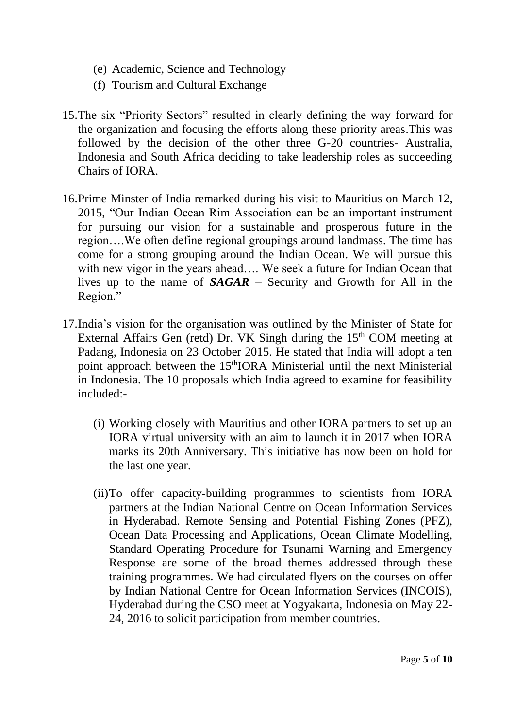(e) Academic, Science and Technology
(f) Tourism and Cultural Exchange

15. The six "Priority Sectors" resulted in clearly defining the way forward for the organization and focusing the efforts along these priority areas.This was followed by the decision of the other three G-20 countries- Australia, Indonesia and South Africa deciding to take leadership roles as succeeding Chairs of IORA.

16. Prime Minster of India remarked during his visit to Mauritius on March 12, 2015, "Our Indian Ocean Rim Association can be an important instrument for pursuing our vision for a sustainable and prosperous future in the region….We often define regional groupings around landmass. The time has come for a strong grouping around the Indian Ocean. We will pursue this with new vigor in the years ahead…. We seek a future for Indian Ocean that lives up to the name of ***SAGAR*** – Security and Growth for All in the Region."

17. India's vision for the organisation was outlined by the Minister of State for External Affairs Gen (retd) Dr. VK Singh during the 15th COM meeting at Padang, Indonesia on 23 October 2015. He stated that India will adopt a ten point approach between the 15th IORA Ministerial until the next Ministerial in Indonesia. The 10 proposals which India agreed to examine for feasibility included:-

    (i) Working closely with Mauritius and other IORA partners to set up an IORA virtual university with an aim to launch it in 2017 when IORA marks its 20th Anniversary. This initiative has now been on hold for the last one year.

    (ii) To offer capacity-building programmes to scientists from IORA partners at the Indian National Centre on Ocean Information Services in Hyderabad. Remote Sensing and Potential Fishing Zones (PFZ), Ocean Data Processing and Applications, Ocean Climate Modelling, Standard Operating Procedure for Tsunami Warning and Emergency Response are some of the broad themes addressed through these training programmes. We had circulated flyers on the courses on offer by Indian National Centre for Ocean Information Services (INCOIS), Hyderabad during the CSO meet at Yogyakarta, Indonesia on May 22-24, 2016 to solicit participation from member countries.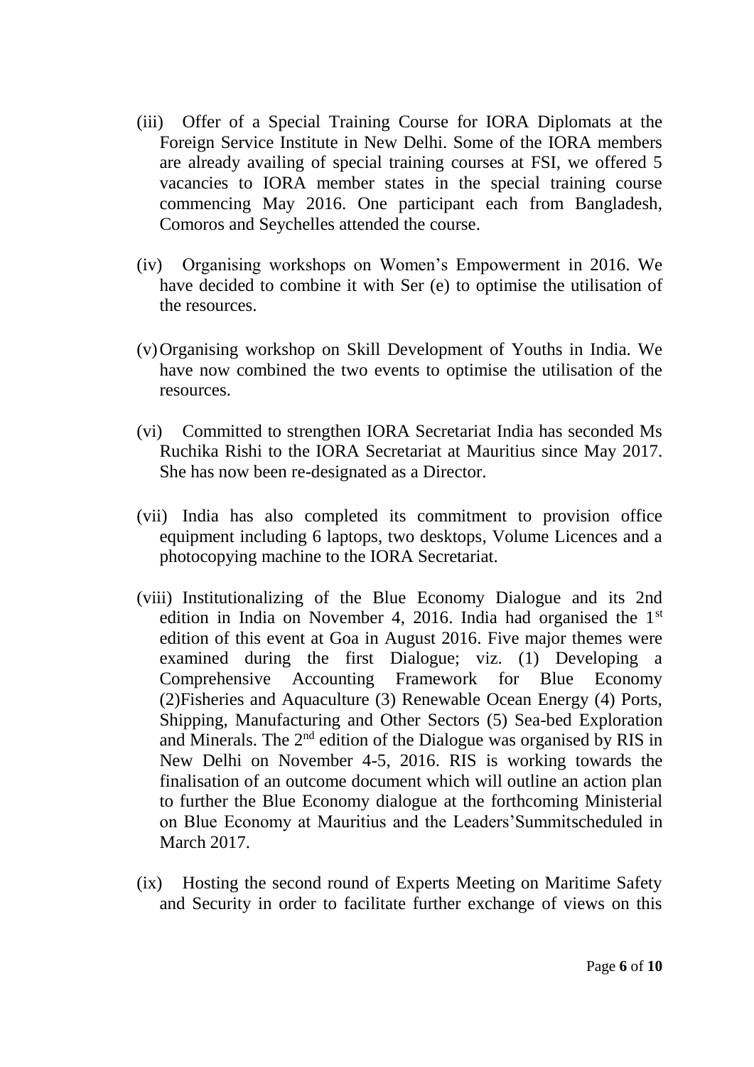(iii) Offer of a Special Training Course for IORA Diplomats at the Foreign Service Institute in New Delhi. Some of the IORA members are already availing of special training courses at FSI, we offered 5 vacancies to IORA member states in the special training course commencing May 2016. One participant each from Bangladesh, Comoros and Seychelles attended the course.

(iv) Organising workshops on Women's Empowerment in 2016. We have decided to combine it with Ser (e) to optimise the utilisation of the resources.

(v) Organising workshop on Skill Development of Youths in India. We have now combined the two events to optimise the utilisation of the resources.

(vi) Committed to strengthen IORA Secretariat India has seconded Ms Ruchika Rishi to the IORA Secretariat at Mauritius since May 2017. She has now been re-designated as a Director.

(vii) India has also completed its commitment to provision office equipment including 6 laptops, two desktops, Volume Licences and a photocopying machine to the IORA Secretariat.

(viii) Institutionalizing of the Blue Economy Dialogue and its 2nd edition in India on November 4, 2016. India had organised the 1st edition of this event at Goa in August 2016. Five major themes were examined during the first Dialogue; viz. (1) Developing a Comprehensive Accounting Framework for Blue Economy (2)Fisheries and Aquaculture (3) Renewable Ocean Energy (4) Ports, Shipping, Manufacturing and Other Sectors (5) Sea-bed Exploration and Minerals. The 2nd edition of the Dialogue was organised by RIS in New Delhi on November 4-5, 2016. RIS is working towards the finalisation of an outcome document which will outline an action plan to further the Blue Economy dialogue at the forthcoming Ministerial on Blue Economy at Mauritius and the Leaders'Summitscheduled in March 2017.

(ix) Hosting the second round of Experts Meeting on Maritime Safety and Security in order to facilitate further exchange of views on this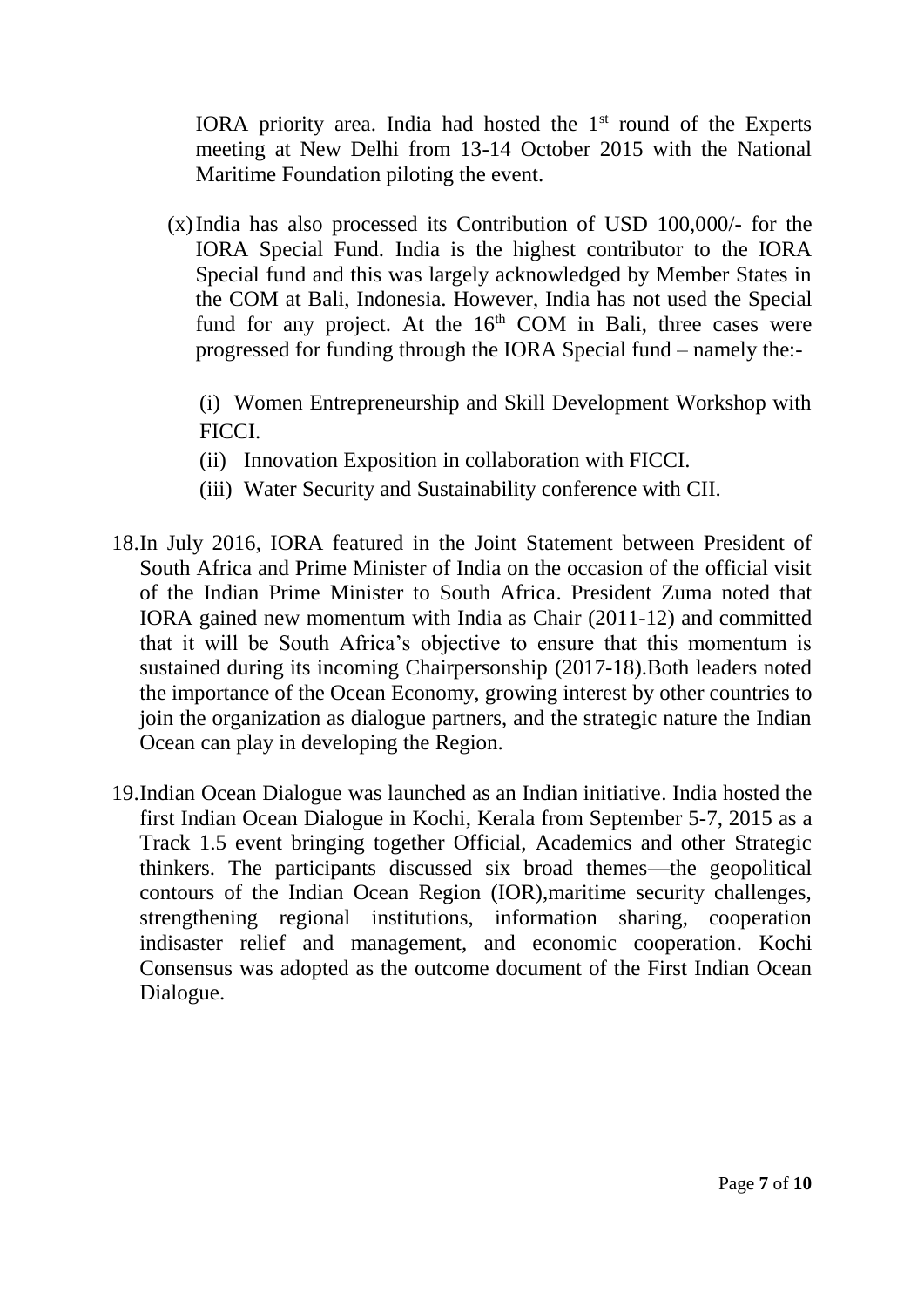IORA priority area. India had hosted the 1[st] round of the Experts meeting at New Delhi from 13-14 October 2015 with the National Maritime Foundation piloting the event.

(x) India has also processed its Contribution of USD 100,000/- for the IORA Special Fund. India is the highest contributor to the IORA Special fund and this was largely acknowledged by Member States in the COM at Bali, Indonesia. However, India has not used the Special fund for any project. At the 16[th] COM in Bali, three cases were progressed for funding through the IORA Special fund – namely the:-

(i) Women Entrepreneurship and Skill Development Workshop with FICCI.

(ii) Innovation Exposition in collaboration with FICCI.

(iii) Water Security and Sustainability conference with CII.

18. In July 2016, IORA featured in the Joint Statement between President of South Africa and Prime Minister of India on the occasion of the official visit of the Indian Prime Minister to South Africa. President Zuma noted that IORA gained new momentum with India as Chair (2011-12) and committed that it will be South Africa's objective to ensure that this momentum is sustained during its incoming Chairpersonship (2017-18).Both leaders noted the importance of the Ocean Economy, growing interest by other countries to join the organization as dialogue partners, and the strategic nature the Indian Ocean can play in developing the Region.

19. Indian Ocean Dialogue was launched as an Indian initiative. India hosted the first Indian Ocean Dialogue in Kochi, Kerala from September 5-7, 2015 as a Track 1.5 event bringing together Official, Academics and other Strategic thinkers. The participants discussed six broad themes—the geopolitical contours of the Indian Ocean Region (IOR),maritime security challenges, strengthening regional institutions, information sharing, cooperation indisaster relief and management, and economic cooperation. Kochi Consensus was adopted as the outcome document of the First Indian Ocean Dialogue.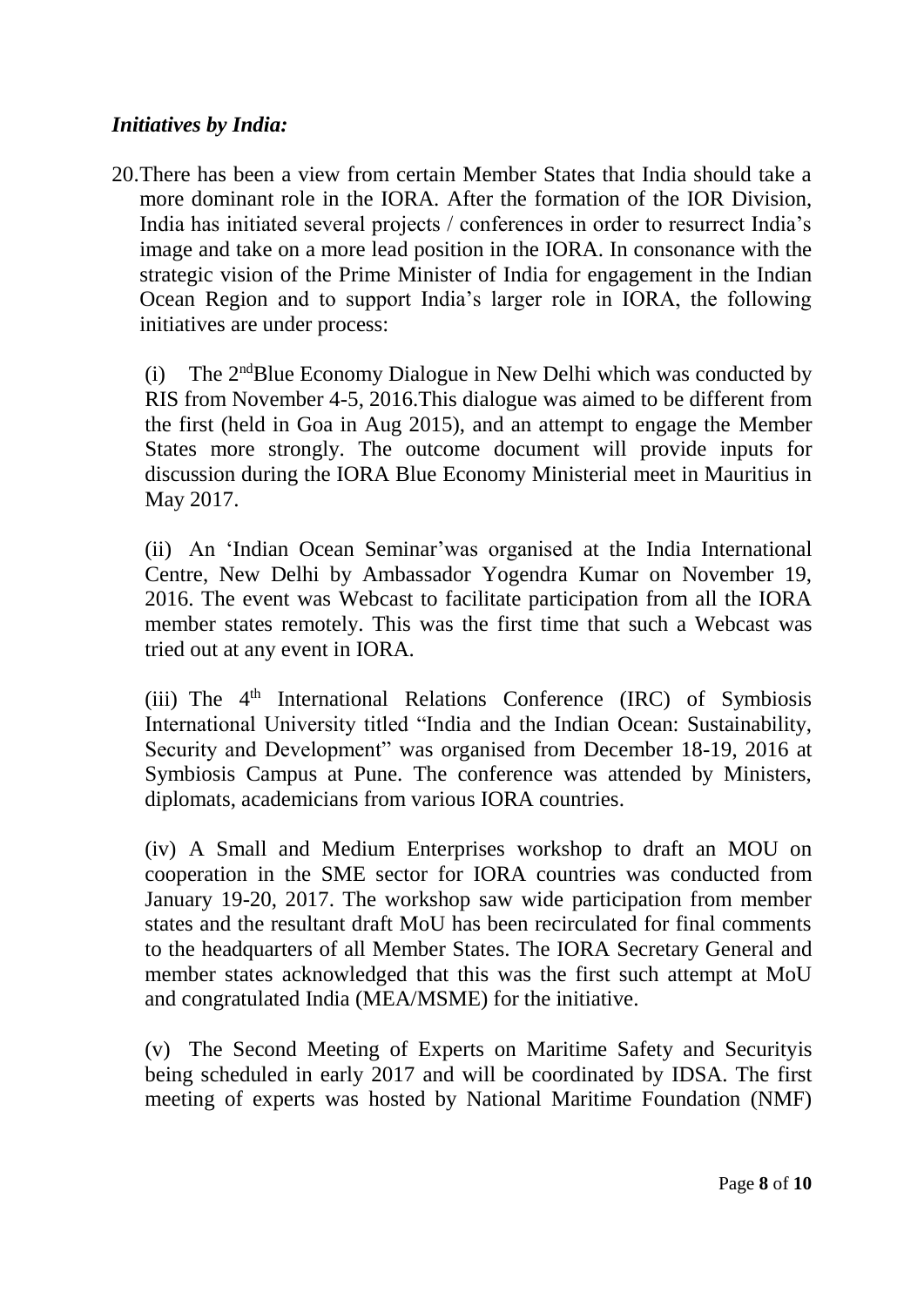### *Initiatives by India:*

20. There has been a view from certain Member States that India should take a more dominant role in the IORA. After the formation of the IOR Division, India has initiated several projects / conferences in order to resurrect India's image and take on a more lead position in the IORA. In consonance with the strategic vision of the Prime Minister of India for engagement in the Indian Ocean Region and to support India's larger role in IORA, the following initiatives are under process:

    (i) The 2[nd]Blue Economy Dialogue in New Delhi which was conducted by RIS from November 4-5, 2016.This dialogue was aimed to be different from the first (held in Goa in Aug 2015), and an attempt to engage the Member States more strongly. The outcome document will provide inputs for discussion during the IORA Blue Economy Ministerial meet in Mauritius in May 2017.

    (ii) An 'Indian Ocean Seminar'was organised at the India International Centre, New Delhi by Ambassador Yogendra Kumar on November 19, 2016. The event was Webcast to facilitate participation from all the IORA member states remotely. This was the first time that such a Webcast was tried out at any event in IORA.

    (iii) The 4[th] International Relations Conference (IRC) of Symbiosis International University titled "India and the Indian Ocean: Sustainability, Security and Development" was organised from December 18-19, 2016 at Symbiosis Campus at Pune. The conference was attended by Ministers, diplomats, academicians from various IORA countries.

    (iv) A Small and Medium Enterprises workshop to draft an MOU on cooperation in the SME sector for IORA countries was conducted from January 19-20, 2017. The workshop saw wide participation from member states and the resultant draft MoU has been recirculated for final comments to the headquarters of all Member States. The IORA Secretary General and member states acknowledged that this was the first such attempt at MoU and congratulated India (MEA/MSME) for the initiative.

    (v) The Second Meeting of Experts on Maritime Safety and Securityis being scheduled in early 2017 and will be coordinated by IDSA. The first meeting of experts was hosted by National Maritime Foundation (NMF)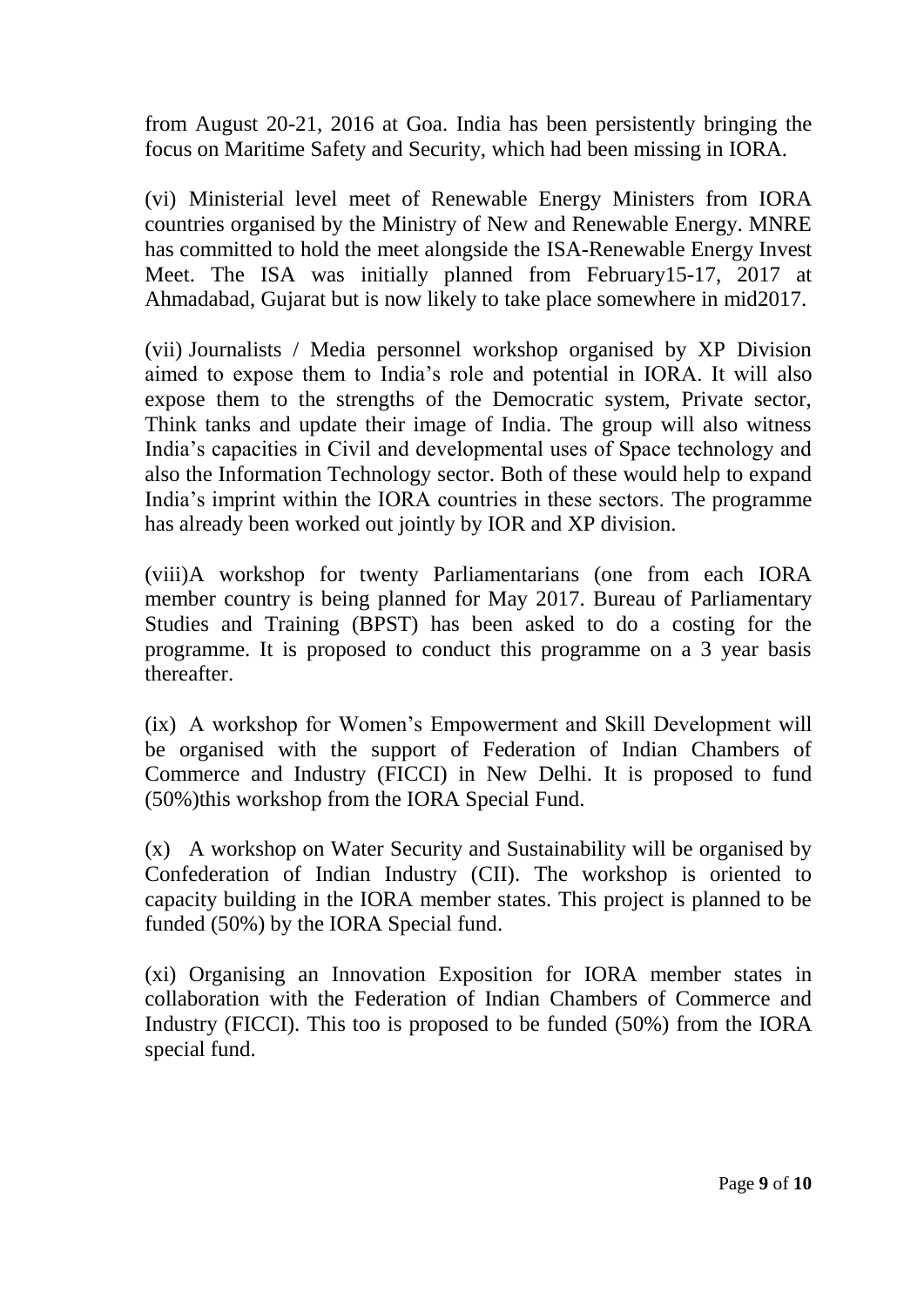from August 20-21, 2016 at Goa. India has been persistently bringing the focus on Maritime Safety and Security, which had been missing in IORA.

(vi) Ministerial level meet of Renewable Energy Ministers from IORA countries organised by the Ministry of New and Renewable Energy. MNRE has committed to hold the meet alongside the ISA-Renewable Energy Invest Meet. The ISA was initially planned from February15-17, 2017 at Ahmadabad, Gujarat but is now likely to take place somewhere in mid2017.

(vii) Journalists / Media personnel workshop organised by XP Division aimed to expose them to India's role and potential in IORA. It will also expose them to the strengths of the Democratic system, Private sector, Think tanks and update their image of India. The group will also witness India's capacities in Civil and developmental uses of Space technology and also the Information Technology sector. Both of these would help to expand India's imprint within the IORA countries in these sectors. The programme has already been worked out jointly by IOR and XP division.

(viii)A workshop for twenty Parliamentarians (one from each IORA member country is being planned for May 2017. Bureau of Parliamentary Studies and Training (BPST) has been asked to do a costing for the programme. It is proposed to conduct this programme on a 3 year basis thereafter.

(ix) A workshop for Women's Empowerment and Skill Development will be organised with the support of Federation of Indian Chambers of Commerce and Industry (FICCI) in New Delhi. It is proposed to fund (50%)this workshop from the IORA Special Fund.

(x) A workshop on Water Security and Sustainability will be organised by Confederation of Indian Industry (CII). The workshop is oriented to capacity building in the IORA member states. This project is planned to be funded (50%) by the IORA Special fund.

(xi) Organising an Innovation Exposition for IORA member states in collaboration with the Federation of Indian Chambers of Commerce and Industry (FICCI). This too is proposed to be funded (50%) from the IORA special fund.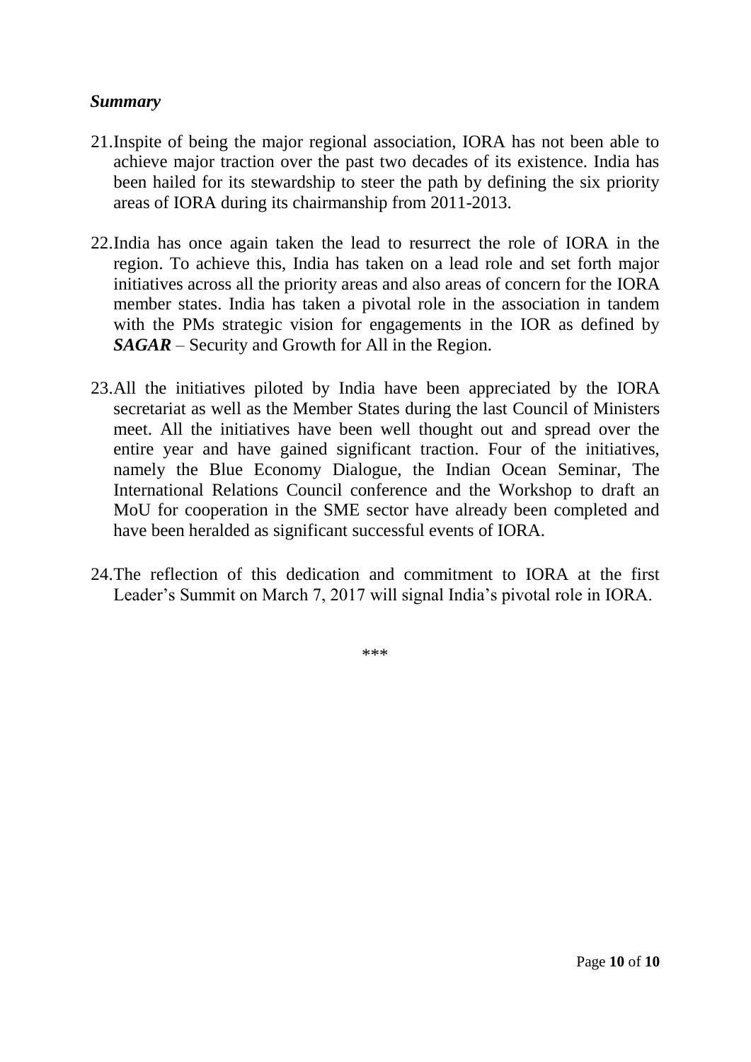***Summary***

21. Inspite of being the major regional association, IORA has not been able to achieve major traction over the past two decades of its existence. India has been hailed for its stewardship to steer the path by defining the six priority areas of IORA during its chairmanship from 2011-2013.

22. India has once again taken the lead to resurrect the role of IORA in the region. To achieve this, India has taken on a lead role and set forth major initiatives across all the priority areas and also areas of concern for the IORA member states. India has taken a pivotal role in the association in tandem with the PMs strategic vision for engagements in the IOR as defined by ***SAGAR*** – Security and Growth for All in the Region.

23. All the initiatives piloted by India have been appreciated by the IORA secretariat as well as the Member States during the last Council of Ministers meet. All the initiatives have been well thought out and spread over the entire year and have gained significant traction. Four of the initiatives, namely the Blue Economy Dialogue, the Indian Ocean Seminar, The International Relations Council conference and the Workshop to draft an MoU for cooperation in the SME sector have already been completed and have been heralded as significant successful events of IORA.

24. The reflection of this dedication and commitment to IORA at the first Leader's Summit on March 7, 2017 will signal India's pivotal role in IORA.

***